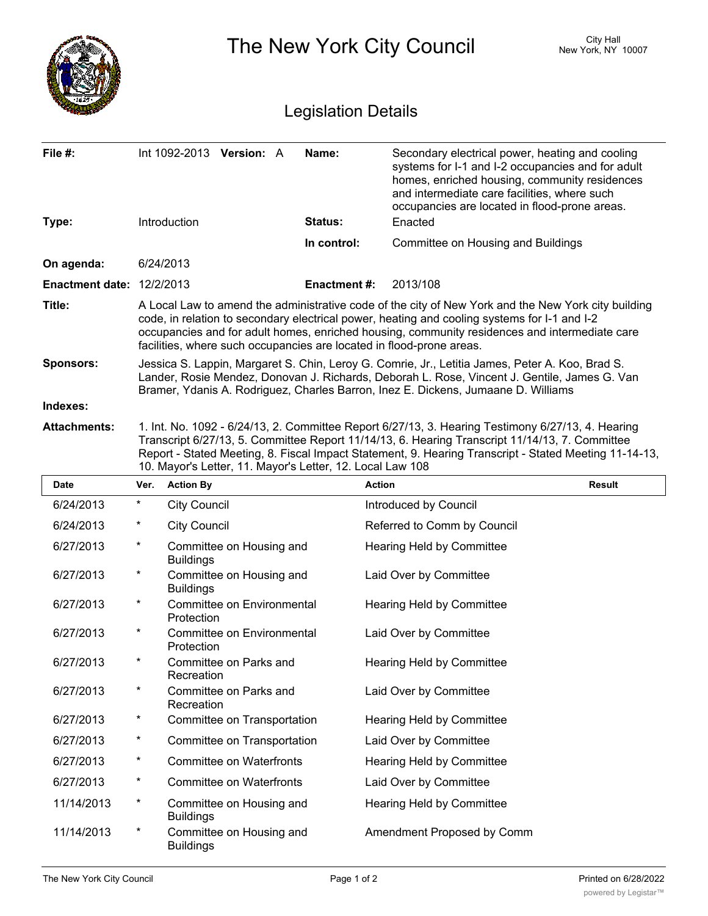# The New York City Council

City Hall
New York, NY 10007

## Legislation Details

| | | | |
|---|---|---|---|
| **File #:** | Int 1092-2013 **Version:** A | **Name:** | Secondary electrical power, heating and cooling systems for I-1 and I-2 occupancies and for adult homes, enriched housing, community residences and intermediate care facilities, where such occupancies are located in flood-prone areas. |
| **Type:** | Introduction | **Status:** | Enacted |
| | | **In control:** | Committee on Housing and Buildings |
| **On agenda:** | 6/24/2013 | | |
| **Enactment date:** | 12/2/2013 | **Enactment #:** | 2013/108 |

**Title:** A Local Law to amend the administrative code of the city of New York and the New York city building code, in relation to secondary electrical power, heating and cooling systems for I-1 and I-2 occupancies and for adult homes, enriched housing, community residences and intermediate care facilities, where such occupancies are located in flood-prone areas.

**Sponsors:** Jessica S. Lappin, Margaret S. Chin, Leroy G. Comrie, Jr., Letitia James, Peter A. Koo, Brad S. Lander, Rosie Mendez, Donovan J. Richards, Deborah L. Rose, Vincent J. Gentile, James G. Van Bramer, Ydanis A. Rodriguez, Charles Barron, Inez E. Dickens, Jumaane D. Williams

**Indexes:**

**Attachments:** 1. Int. No. 1092 - 6/24/13, 2. Committee Report 6/27/13, 3. Hearing Testimony 6/27/13, 4. Hearing Transcript 6/27/13, 5. Committee Report 11/14/13, 6. Hearing Transcript 11/14/13, 7. Committee Report - Stated Meeting, 8. Fiscal Impact Statement, 9. Hearing Transcript - Stated Meeting 11-14-13, 10. Mayor's Letter, 11. Mayor's Letter, 12. Local Law 108

| Date | Ver. | Action By | Action | Result |
|---|---|---|---|---|
| 6/24/2013 | * | City Council | Introduced by Council | |
| 6/24/2013 | * | City Council | Referred to Comm by Council | |
| 6/27/2013 | * | Committee on Housing and Buildings | Hearing Held by Committee | |
| 6/27/2013 | * | Committee on Housing and Buildings | Laid Over by Committee | |
| 6/27/2013 | * | Committee on Environmental Protection | Hearing Held by Committee | |
| 6/27/2013 | * | Committee on Environmental Protection | Laid Over by Committee | |
| 6/27/2013 | * | Committee on Parks and Recreation | Hearing Held by Committee | |
| 6/27/2013 | * | Committee on Parks and Recreation | Laid Over by Committee | |
| 6/27/2013 | * | Committee on Transportation | Hearing Held by Committee | |
| 6/27/2013 | * | Committee on Transportation | Laid Over by Committee | |
| 6/27/2013 | * | Committee on Waterfronts | Hearing Held by Committee | |
| 6/27/2013 | * | Committee on Waterfronts | Laid Over by Committee | |
| 11/14/2013 | * | Committee on Housing and Buildings | Hearing Held by Committee | |
| 11/14/2013 | * | Committee on Housing and Buildings | Amendment Proposed by Comm | |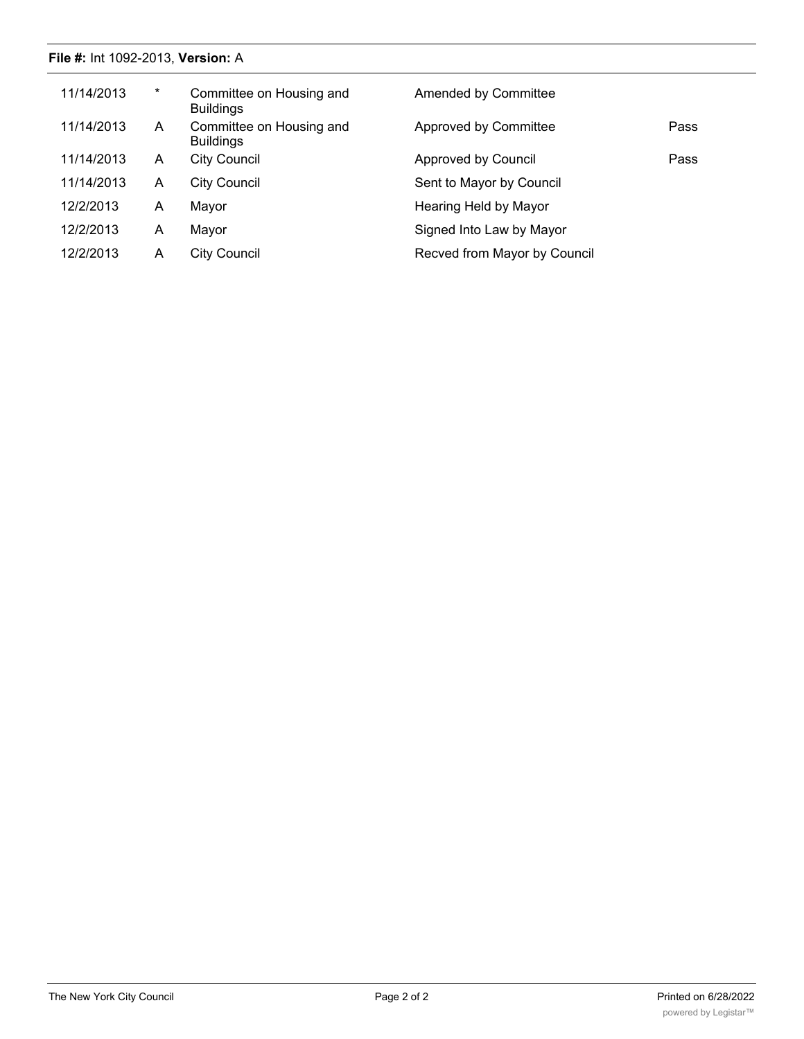**File #:** Int 1092-2013, **Version:** A

| | | | | |
|---|---|---|---|---|
| 11/14/2013 | * | Committee on Housing and Buildings | Amended by Committee | |
| 11/14/2013 | A | Committee on Housing and Buildings | Approved by Committee | Pass |
| 11/14/2013 | A | City Council | Approved by Council | Pass |
| 11/14/2013 | A | City Council | Sent to Mayor by Council | |
| 12/2/2013 | A | Mayor | Hearing Held by Mayor | |
| 12/2/2013 | A | Mayor | Signed Into Law by Mayor | |
| 12/2/2013 | A | City Council | Recved from Mayor by Council | |